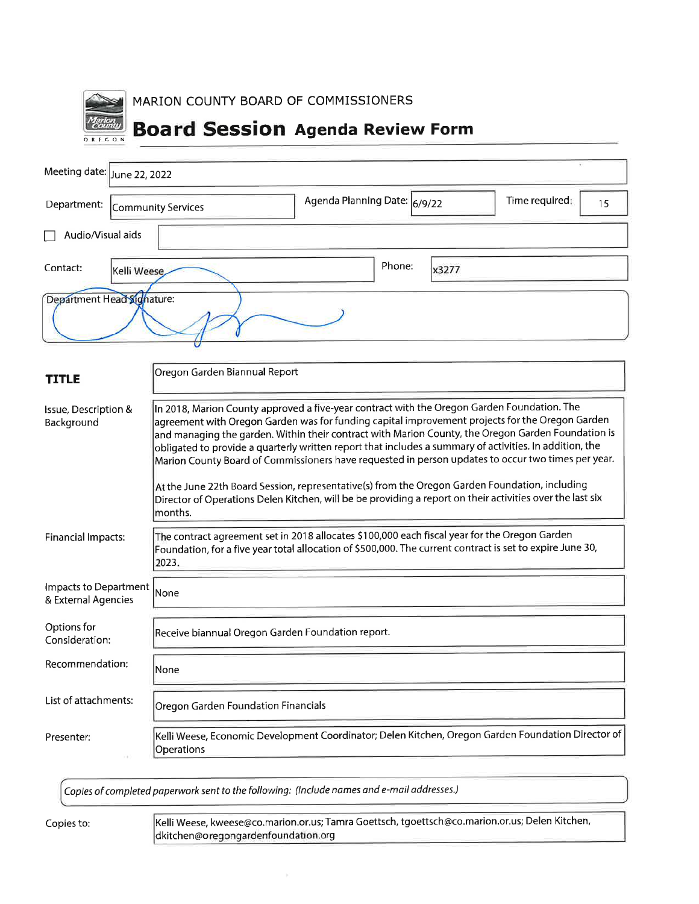MARION COUNTY BOARD OF COMMISSIONERS

# Board Session Agenda Review Form

| | |
|---|---|
| Meeting date: | June 22, 2022 |
| Department: | Community Services |
| Agenda Planning Date: | 6/9/22 |
| Time required: | 15 |
| Audio/Visual aids | ☐ |
| Contact: | Kelli Weese |
| Phone: | x3277 |
| Department Head Signature: | |

| | |
|---|---|
| **TITLE** | Oregon Garden Biannual Report |
| Issue, Description & Background | In 2018, Marion County approved a five-year contract with the Oregon Garden Foundation. The agreement with Oregon Garden was for funding capital improvement projects for the Oregon Garden and managing the garden. Within their contract with Marion County, the Oregon Garden Foundation is obligated to provide a quarterly written report that includes a summary of activities. In addition, the Marion County Board of Commissioners have requested in person updates to occur two times per year.<br><br>At the June 22th Board Session, representative(s) from the Oregon Garden Foundation, including Director of Operations Delen Kitchen, will be be providing a report on their activities over the last six months. |
| Financial Impacts: | The contract agreement set in 2018 allocates $100,000 each fiscal year for the Oregon Garden Foundation, for a five year total allocation of $500,000. The current contract is set to expire June 30, 2023. |
| Impacts to Department & External Agencies | None |
| Options for Consideration: | Receive biannual Oregon Garden Foundation report. |
| Recommendation: | None |
| List of attachments: | Oregon Garden Foundation Financials |
| Presenter: | Kelli Weese, Economic Development Coordinator; Delen Kitchen, Oregon Garden Foundation Director of Operations |

*Copies of completed paperwork sent to the following: (Include names and e-mail addresses.)*

| | |
|---|---|
| Copies to: | Kelli Weese, kweese@co.marion.or.us; Tamra Goettsch, tgoettsch@co.marion.or.us; Delen Kitchen, dkitchen@oregongardenfoundation.org |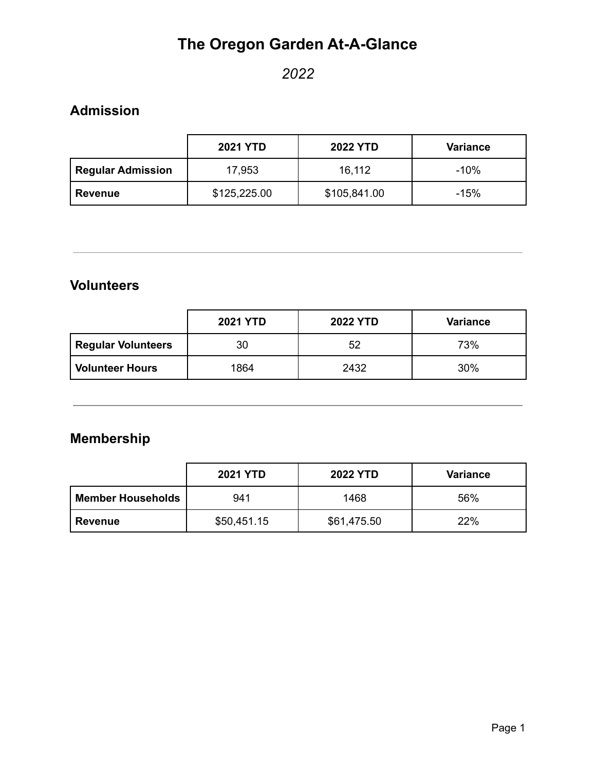# The Oregon Garden At-A-Glance

*2022*

## Admission

| | 2021 YTD | 2022 YTD | Variance |
|---|---|---|---|
| **Regular Admission** | 17,953 | 16,112 | -10% |
| **Revenue** | $125,225.00 | $105,841.00 | -15% |

---

## Volunteers

| | 2021 YTD | 2022 YTD | Variance |
|---|---|---|---|
| **Regular Volunteers** | 30 | 52 | 73% |
| **Volunteer Hours** | 1864 | 2432 | 30% |

---

## Membership

| | 2021 YTD | 2022 YTD | Variance |
|---|---|---|---|
| **Member Households** | 941 | 1468 | 56% |
| **Revenue** | $50,451.15 | $61,475.50 | 22% |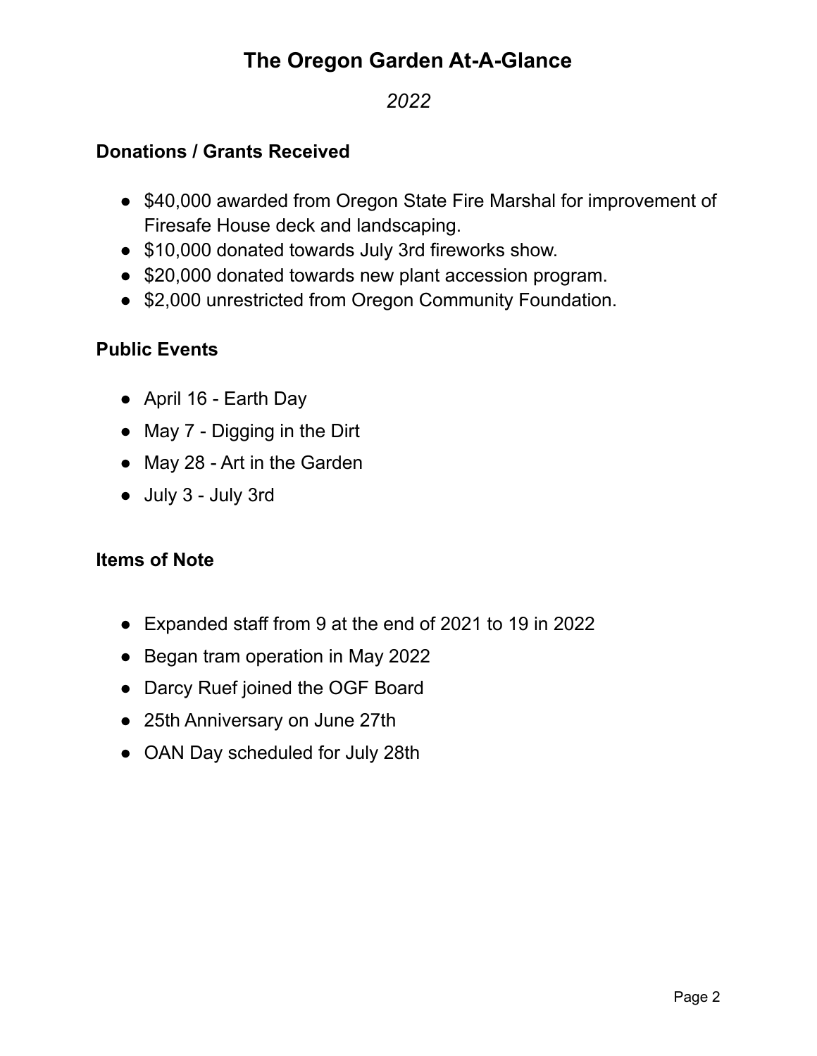# The Oregon Garden At-A-Glance

*2022*

## Donations / Grants Received

- $40,000 awarded from Oregon State Fire Marshal for improvement of Firesafe House deck and landscaping.
- $10,000 donated towards July 3rd fireworks show.
- $20,000 donated towards new plant accession program.
- $2,000 unrestricted from Oregon Community Foundation.

## Public Events

- April 16 - Earth Day
- May 7 - Digging in the Dirt
- May 28 - Art in the Garden
- July 3 - July 3rd

## Items of Note

- Expanded staff from 9 at the end of 2021 to 19 in 2022
- Began tram operation in May 2022
- Darcy Ruef joined the OGF Board
- 25th Anniversary on June 27th
- OAN Day scheduled for July 28th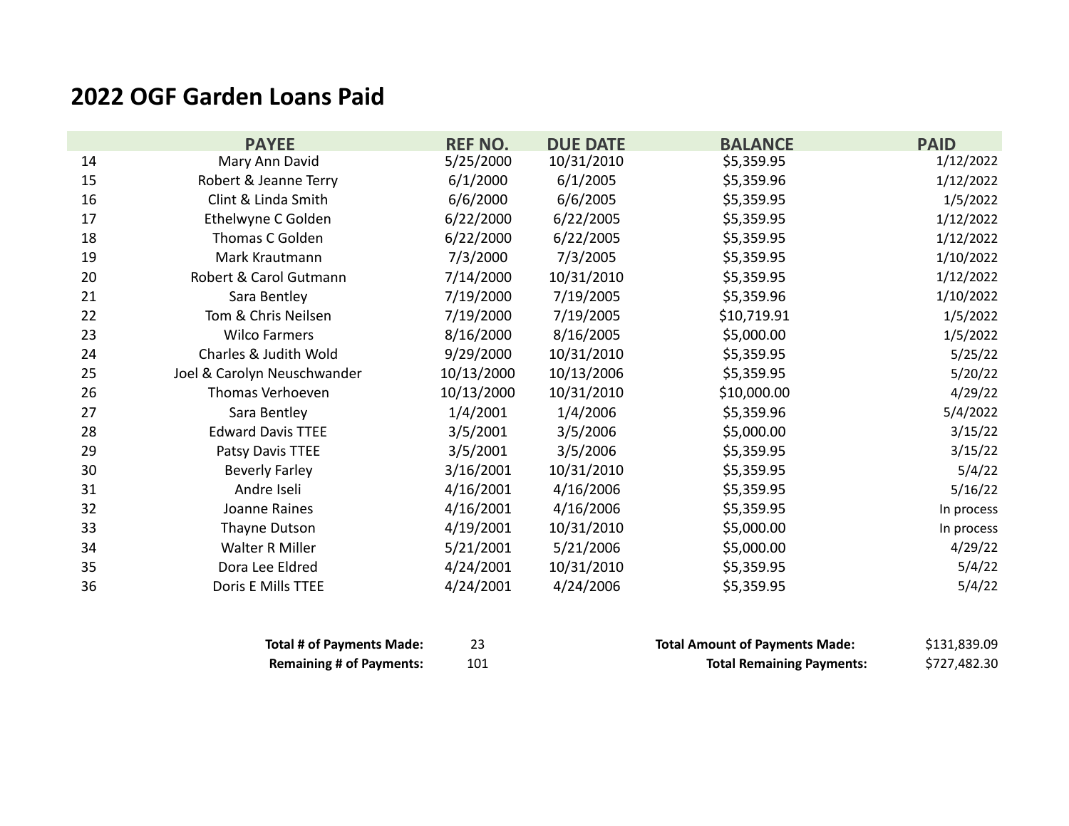# 2022 OGF Garden Loans Paid

| | PAYEE | REF NO. | DUE DATE | BALANCE | PAID |
|---|---|---|---|---|---|
| 14 | Mary Ann David | 5/25/2000 | 10/31/2010 | $5,359.95 | 1/12/2022 |
| 15 | Robert & Jeanne Terry | 6/1/2000 | 6/1/2005 | $5,359.96 | 1/12/2022 |
| 16 | Clint & Linda Smith | 6/6/2000 | 6/6/2005 | $5,359.95 | 1/5/2022 |
| 17 | Ethelwyne C Golden | 6/22/2000 | 6/22/2005 | $5,359.95 | 1/12/2022 |
| 18 | Thomas C Golden | 6/22/2000 | 6/22/2005 | $5,359.95 | 1/12/2022 |
| 19 | Mark Krautmann | 7/3/2000 | 7/3/2005 | $5,359.95 | 1/10/2022 |
| 20 | Robert & Carol Gutmann | 7/14/2000 | 10/31/2010 | $5,359.95 | 1/12/2022 |
| 21 | Sara Bentley | 7/19/2000 | 7/19/2005 | $5,359.96 | 1/10/2022 |
| 22 | Tom & Chris Neilsen | 7/19/2000 | 7/19/2005 | $10,719.91 | 1/5/2022 |
| 23 | Wilco Farmers | 8/16/2000 | 8/16/2005 | $5,000.00 | 1/5/2022 |
| 24 | Charles & Judith Wold | 9/29/2000 | 10/31/2010 | $5,359.95 | 5/25/22 |
| 25 | Joel & Carolyn Neuschwander | 10/13/2000 | 10/13/2006 | $5,359.95 | 5/20/22 |
| 26 | Thomas Verhoeven | 10/13/2000 | 10/31/2010 | $10,000.00 | 4/29/22 |
| 27 | Sara Bentley | 1/4/2001 | 1/4/2006 | $5,359.96 | 5/4/2022 |
| 28 | Edward Davis TTEE | 3/5/2001 | 3/5/2006 | $5,000.00 | 3/15/22 |
| 29 | Patsy Davis TTEE | 3/5/2001 | 3/5/2006 | $5,359.95 | 3/15/22 |
| 30 | Beverly Farley | 3/16/2001 | 10/31/2010 | $5,359.95 | 5/4/22 |
| 31 | Andre Iseli | 4/16/2001 | 4/16/2006 | $5,359.95 | 5/16/22 |
| 32 | Joanne Raines | 4/16/2001 | 4/16/2006 | $5,359.95 | In process |
| 33 | Thayne Dutson | 4/19/2001 | 10/31/2010 | $5,000.00 | In process |
| 34 | Walter R Miller | 5/21/2001 | 5/21/2006 | $5,000.00 | 4/29/22 |
| 35 | Dora Lee Eldred | 4/24/2001 | 10/31/2010 | $5,359.95 | 5/4/22 |
| 36 | Doris E Mills TTEE | 4/24/2001 | 4/24/2006 | $5,359.95 | 5/4/22 |

| | | | |
|---|---|---|---|
| **Total # of Payments Made:** | 23 | **Total Amount of Payments Made:** | $131,839.09 |
| **Remaining # of Payments:** | 101 | **Total Remaining Payments:** | $727,482.30 |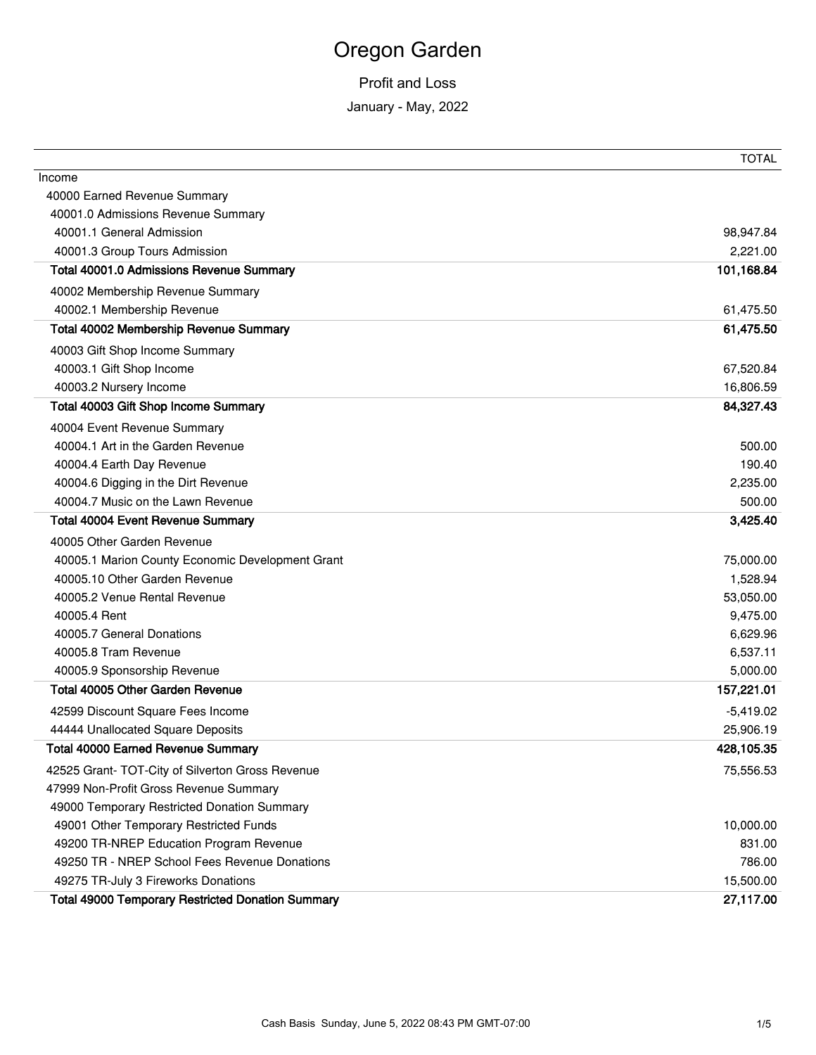# Oregon Garden

## Profit and Loss

### January - May, 2022

| | TOTAL |
|---|---|
| Income | |
| 40000 Earned Revenue Summary | |
| 40001.0 Admissions Revenue Summary | |
| 40001.1 General Admission | 98,947.84 |
| 40001.3 Group Tours Admission | 2,221.00 |
| **Total 40001.0 Admissions Revenue Summary** | **101,168.84** |
| 40002 Membership Revenue Summary | |
| 40002.1 Membership Revenue | 61,475.50 |
| **Total 40002 Membership Revenue Summary** | **61,475.50** |
| 40003 Gift Shop Income Summary | |
| 40003.1 Gift Shop Income | 67,520.84 |
| 40003.2 Nursery Income | 16,806.59 |
| **Total 40003 Gift Shop Income Summary** | **84,327.43** |
| 40004 Event Revenue Summary | |
| 40004.1 Art in the Garden Revenue | 500.00 |
| 40004.4 Earth Day Revenue | 190.40 |
| 40004.6 Digging in the Dirt Revenue | 2,235.00 |
| 40004.7 Music on the Lawn Revenue | 500.00 |
| **Total 40004 Event Revenue Summary** | **3,425.40** |
| 40005 Other Garden Revenue | |
| 40005.1 Marion County Economic Development Grant | 75,000.00 |
| 40005.10 Other Garden Revenue | 1,528.94 |
| 40005.2 Venue Rental Revenue | 53,050.00 |
| 40005.4 Rent | 9,475.00 |
| 40005.7 General Donations | 6,629.96 |
| 40005.8 Tram Revenue | 6,537.11 |
| 40005.9 Sponsorship Revenue | 5,000.00 |
| **Total 40005 Other Garden Revenue** | **157,221.01** |
| 42599 Discount Square Fees Income | -5,419.02 |
| 44444 Unallocated Square Deposits | 25,906.19 |
| **Total 40000 Earned Revenue Summary** | **428,105.35** |
| 42525 Grant- TOT-City of Silverton Gross Revenue | 75,556.53 |
| 47999 Non-Profit Gross Revenue Summary | |
| 49000 Temporary Restricted Donation Summary | |
| 49001 Other Temporary Restricted Funds | 10,000.00 |
| 49200 TR-NREP Education Program Revenue | 831.00 |
| 49250 TR - NREP School Fees Revenue Donations | 786.00 |
| 49275 TR-July 3 Fireworks Donations | 15,500.00 |
| **Total 49000 Temporary Restricted Donation Summary** | **27,117.00** |

Cash Basis Sunday, June 5, 2022 08:43 PM GMT-07:00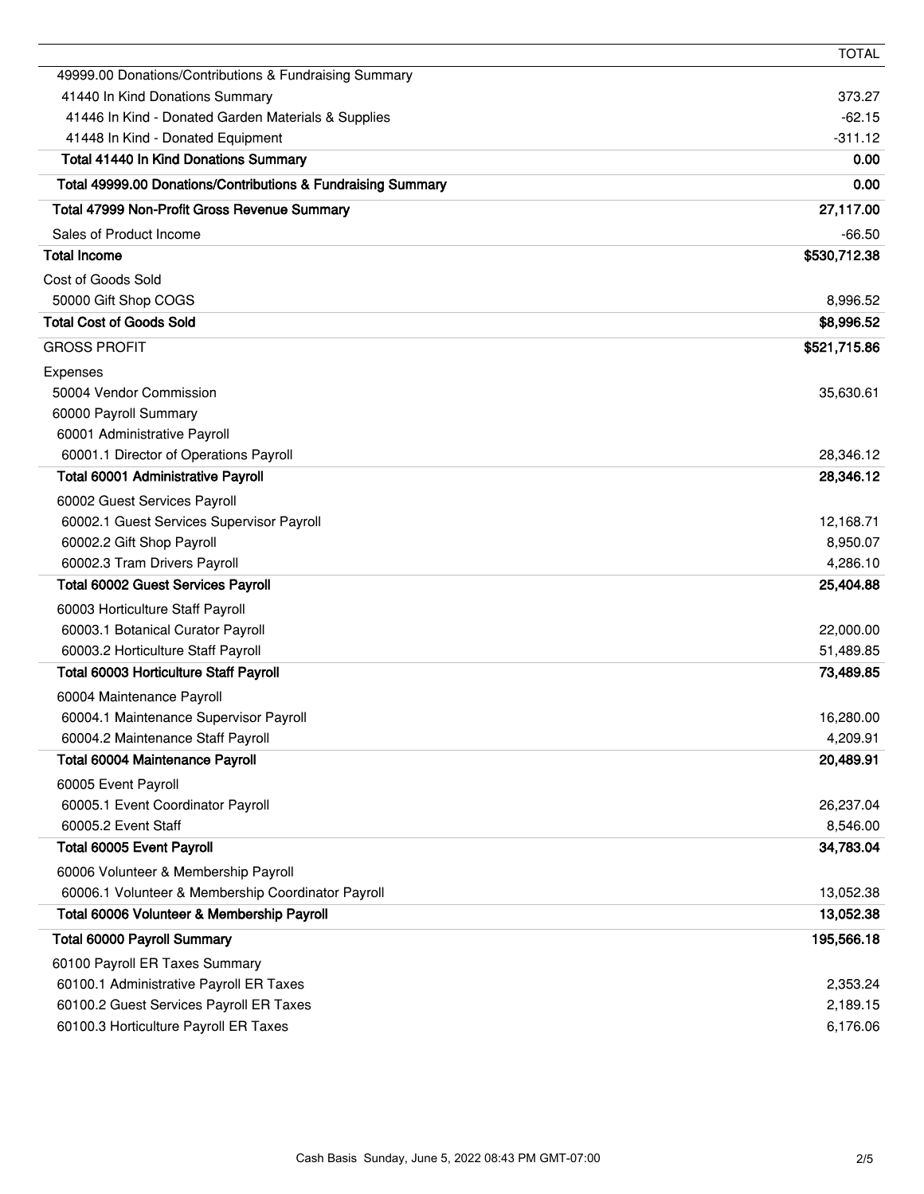| | TOTAL |
|---|---:|
| 49999.00 Donations/Contributions & Fundraising Summary | |
| 41440 In Kind Donations Summary | 373.27 |
| 41446 In Kind - Donated Garden Materials & Supplies | -62.15 |
| 41448 In Kind - Donated Equipment | -311.12 |
| **Total 41440 In Kind Donations Summary** | **0.00** |
| **Total 49999.00 Donations/Contributions & Fundraising Summary** | **0.00** |
| **Total 47999 Non-Profit Gross Revenue Summary** | **27,117.00** |
| Sales of Product Income | -66.50 |
| **Total Income** | **$530,712.38** |
| Cost of Goods Sold | |
| 50000 Gift Shop COGS | 8,996.52 |
| **Total Cost of Goods Sold** | **$8,996.52** |
| GROSS PROFIT | **$521,715.86** |
| Expenses | |
| 50004 Vendor Commission | 35,630.61 |
| 60000 Payroll Summary | |
| 60001 Administrative Payroll | |
| 60001.1 Director of Operations Payroll | 28,346.12 |
| **Total 60001 Administrative Payroll** | **28,346.12** |
| 60002 Guest Services Payroll | |
| 60002.1 Guest Services Supervisor Payroll | 12,168.71 |
| 60002.2 Gift Shop Payroll | 8,950.07 |
| 60002.3 Tram Drivers Payroll | 4,286.10 |
| **Total 60002 Guest Services Payroll** | **25,404.88** |
| 60003 Horticulture Staff Payroll | |
| 60003.1 Botanical Curator Payroll | 22,000.00 |
| 60003.2 Horticulture Staff Payroll | 51,489.85 |
| **Total 60003 Horticulture Staff Payroll** | **73,489.85** |
| 60004 Maintenance Payroll | |
| 60004.1 Maintenance Supervisor Payroll | 16,280.00 |
| 60004.2 Maintenance Staff Payroll | 4,209.91 |
| **Total 60004 Maintenance Payroll** | **20,489.91** |
| 60005 Event Payroll | |
| 60005.1 Event Coordinator Payroll | 26,237.04 |
| 60005.2 Event Staff | 8,546.00 |
| **Total 60005 Event Payroll** | **34,783.04** |
| 60006 Volunteer & Membership Payroll | |
| 60006.1 Volunteer & Membership Coordinator Payroll | 13,052.38 |
| **Total 60006 Volunteer & Membership Payroll** | **13,052.38** |
| **Total 60000 Payroll Summary** | **195,566.18** |
| 60100 Payroll ER Taxes Summary | |
| 60100.1 Administrative Payroll ER Taxes | 2,353.24 |
| 60100.2 Guest Services Payroll ER Taxes | 2,189.15 |
| 60100.3 Horticulture Payroll ER Taxes | 6,176.06 |

Cash Basis Sunday, June 5, 2022 08:43 PM GMT-07:00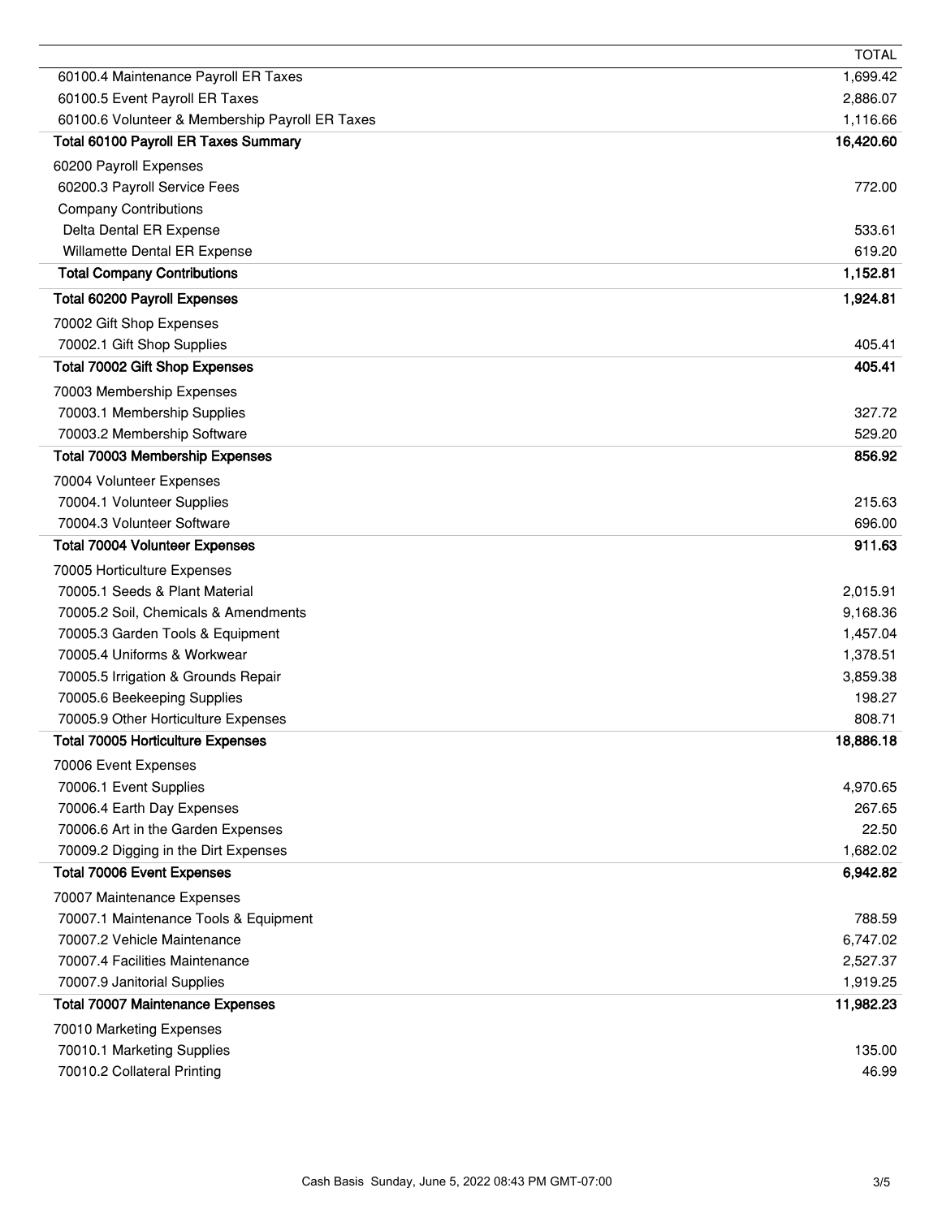| | TOTAL |
|---|---|
| 60100.4 Maintenance Payroll ER Taxes | 1,699.42 |
| 60100.5 Event Payroll ER Taxes | 2,886.07 |
| 60100.6 Volunteer & Membership Payroll ER Taxes | 1,116.66 |
| **Total 60100 Payroll ER Taxes Summary** | **16,420.60** |
| 60200 Payroll Expenses | |
| 60200.3 Payroll Service Fees | 772.00 |
| Company Contributions | |
| Delta Dental ER Expense | 533.61 |
| Willamette Dental ER Expense | 619.20 |
| **Total Company Contributions** | **1,152.81** |
| **Total 60200 Payroll Expenses** | **1,924.81** |
| 70002 Gift Shop Expenses | |
| 70002.1 Gift Shop Supplies | 405.41 |
| **Total 70002 Gift Shop Expenses** | **405.41** |
| 70003 Membership Expenses | |
| 70003.1 Membership Supplies | 327.72 |
| 70003.2 Membership Software | 529.20 |
| **Total 70003 Membership Expenses** | **856.92** |
| 70004 Volunteer Expenses | |
| 70004.1 Volunteer Supplies | 215.63 |
| 70004.3 Volunteer Software | 696.00 |
| **Total 70004 Volunteer Expenses** | **911.63** |
| 70005 Horticulture Expenses | |
| 70005.1 Seeds & Plant Material | 2,015.91 |
| 70005.2 Soil, Chemicals & Amendments | 9,168.36 |
| 70005.3 Garden Tools & Equipment | 1,457.04 |
| 70005.4 Uniforms & Workwear | 1,378.51 |
| 70005.5 Irrigation & Grounds Repair | 3,859.38 |
| 70005.6 Beekeeping Supplies | 198.27 |
| 70005.9 Other Horticulture Expenses | 808.71 |
| **Total 70005 Horticulture Expenses** | **18,886.18** |
| 70006 Event Expenses | |
| 70006.1 Event Supplies | 4,970.65 |
| 70006.4 Earth Day Expenses | 267.65 |
| 70006.6 Art in the Garden Expenses | 22.50 |
| 70009.2 Digging in the Dirt Expenses | 1,682.02 |
| **Total 70006 Event Expenses** | **6,942.82** |
| 70007 Maintenance Expenses | |
| 70007.1 Maintenance Tools & Equipment | 788.59 |
| 70007.2 Vehicle Maintenance | 6,747.02 |
| 70007.4 Facilities Maintenance | 2,527.37 |
| 70007.9 Janitorial Supplies | 1,919.25 |
| **Total 70007 Maintenance Expenses** | **11,982.23** |
| 70010 Marketing Expenses | |
| 70010.1 Marketing Supplies | 135.00 |
| 70010.2 Collateral Printing | 46.99 |

Cash Basis Sunday, June 5, 2022 08:43 PM GMT-07:00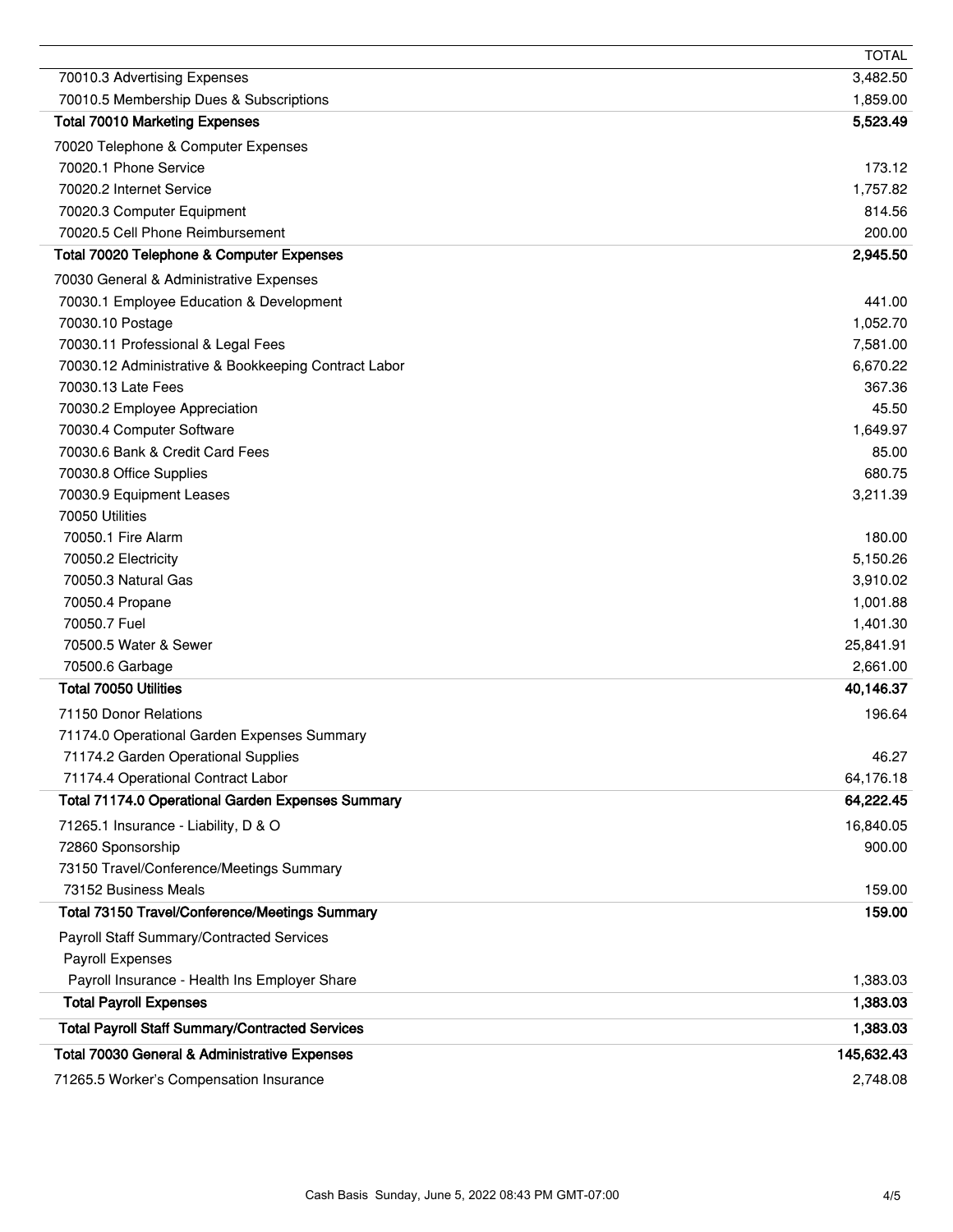| | TOTAL |
|---|---|
| 70010.3 Advertising Expenses | 3,482.50 |
| 70010.5 Membership Dues & Subscriptions | 1,859.00 |
| **Total 70010 Marketing Expenses** | **5,523.49** |
| 70020 Telephone & Computer Expenses | |
| 70020.1 Phone Service | 173.12 |
| 70020.2 Internet Service | 1,757.82 |
| 70020.3 Computer Equipment | 814.56 |
| 70020.5 Cell Phone Reimbursement | 200.00 |
| **Total 70020 Telephone & Computer Expenses** | **2,945.50** |
| 70030 General & Administrative Expenses | |
| 70030.1 Employee Education & Development | 441.00 |
| 70030.10 Postage | 1,052.70 |
| 70030.11 Professional & Legal Fees | 7,581.00 |
| 70030.12 Administrative & Bookkeeping Contract Labor | 6,670.22 |
| 70030.13 Late Fees | 367.36 |
| 70030.2 Employee Appreciation | 45.50 |
| 70030.4 Computer Software | 1,649.97 |
| 70030.6 Bank & Credit Card Fees | 85.00 |
| 70030.8 Office Supplies | 680.75 |
| 70030.9 Equipment Leases | 3,211.39 |
| 70050 Utilities | |
| 70050.1 Fire Alarm | 180.00 |
| 70050.2 Electricity | 5,150.26 |
| 70050.3 Natural Gas | 3,910.02 |
| 70050.4 Propane | 1,001.88 |
| 70050.7 Fuel | 1,401.30 |
| 70500.5 Water & Sewer | 25,841.91 |
| 70500.6 Garbage | 2,661.00 |
| **Total 70050 Utilities** | **40,146.37** |
| 71150 Donor Relations | 196.64 |
| 71174.0 Operational Garden Expenses Summary | |
| 71174.2 Garden Operational Supplies | 46.27 |
| 71174.4 Operational Contract Labor | 64,176.18 |
| **Total 71174.0 Operational Garden Expenses Summary** | **64,222.45** |
| 71265.1 Insurance - Liability, D & O | 16,840.05 |
| 72860 Sponsorship | 900.00 |
| 73150 Travel/Conference/Meetings Summary | |
| 73152 Business Meals | 159.00 |
| **Total 73150 Travel/Conference/Meetings Summary** | **159.00** |
| Payroll Staff Summary/Contracted Services | |
| Payroll Expenses | |
| Payroll Insurance - Health Ins Employer Share | 1,383.03 |
| **Total Payroll Expenses** | **1,383.03** |
| **Total Payroll Staff Summary/Contracted Services** | **1,383.03** |
| **Total 70030 General & Administrative Expenses** | **145,632.43** |
| 71265.5 Worker's Compensation Insurance | 2,748.08 |

Cash Basis Sunday, June 5, 2022 08:43 PM GMT-07:00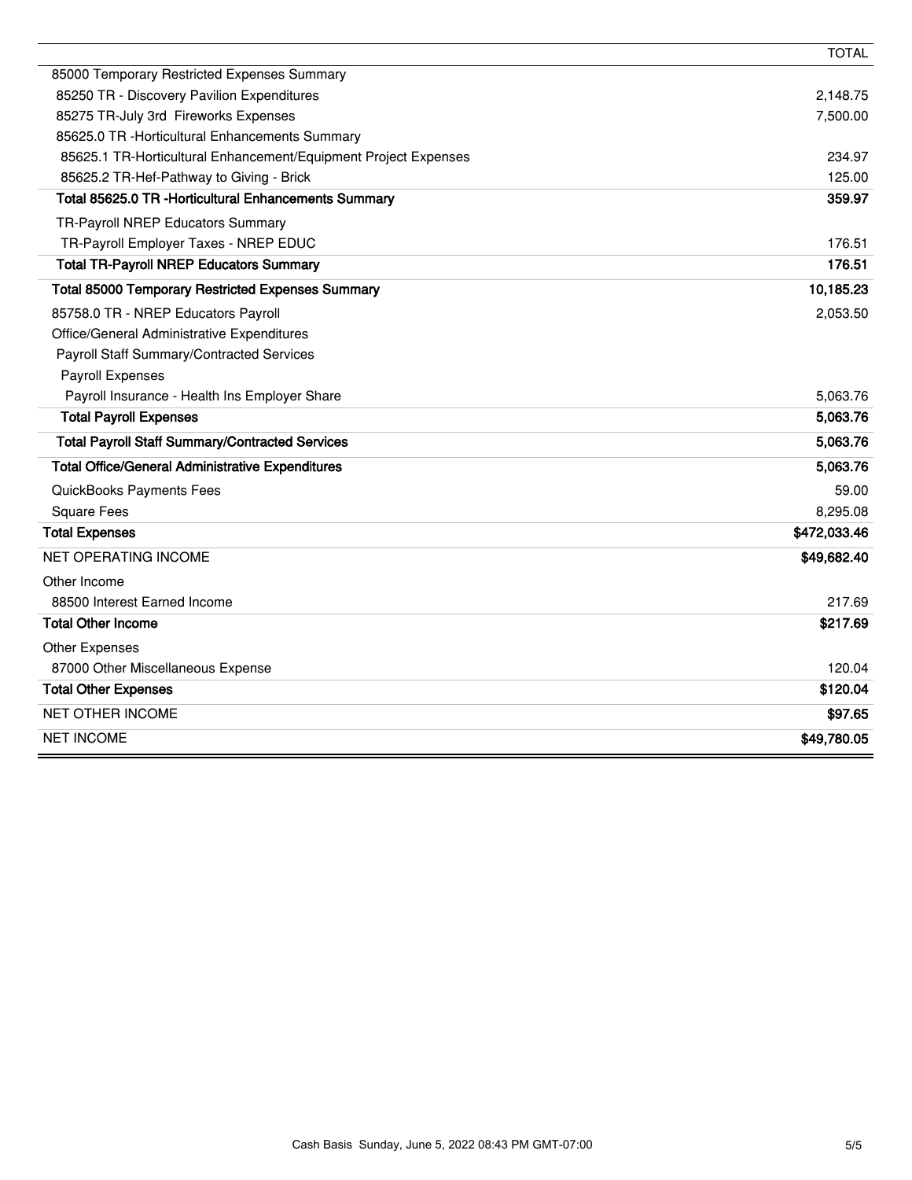| | TOTAL |
|---|---|
| 85000 Temporary Restricted Expenses Summary | |
| 85250 TR - Discovery Pavilion Expenditures | 2,148.75 |
| 85275 TR-July 3rd Fireworks Expenses | 7,500.00 |
| 85625.0 TR -Horticultural Enhancements Summary | |
| 85625.1 TR-Horticultural Enhancement/Equipment Project Expenses | 234.97 |
| 85625.2 TR-Hef-Pathway to Giving - Brick | 125.00 |
| **Total 85625.0 TR -Horticultural Enhancements Summary** | **359.97** |
| TR-Payroll NREP Educators Summary | |
| TR-Payroll Employer Taxes - NREP EDUC | 176.51 |
| **Total TR-Payroll NREP Educators Summary** | **176.51** |
| **Total 85000 Temporary Restricted Expenses Summary** | **10,185.23** |
| 85758.0 TR - NREP Educators Payroll | 2,053.50 |
| Office/General Administrative Expenditures | |
| Payroll Staff Summary/Contracted Services | |
| Payroll Expenses | |
| Payroll Insurance - Health Ins Employer Share | 5,063.76 |
| **Total Payroll Expenses** | **5,063.76** |
| **Total Payroll Staff Summary/Contracted Services** | **5,063.76** |
| **Total Office/General Administrative Expenditures** | **5,063.76** |
| QuickBooks Payments Fees | 59.00 |
| Square Fees | 8,295.08 |
| **Total Expenses** | **$472,033.46** |
| NET OPERATING INCOME | **$49,682.40** |
| Other Income | |
| 88500 Interest Earned Income | 217.69 |
| **Total Other Income** | **$217.69** |
| Other Expenses | |
| 87000 Other Miscellaneous Expense | 120.04 |
| **Total Other Expenses** | **$120.04** |
| NET OTHER INCOME | **$97.65** |
| NET INCOME | **$49,780.05** |

Cash Basis Sunday, June 5, 2022 08:43 PM GMT-07:00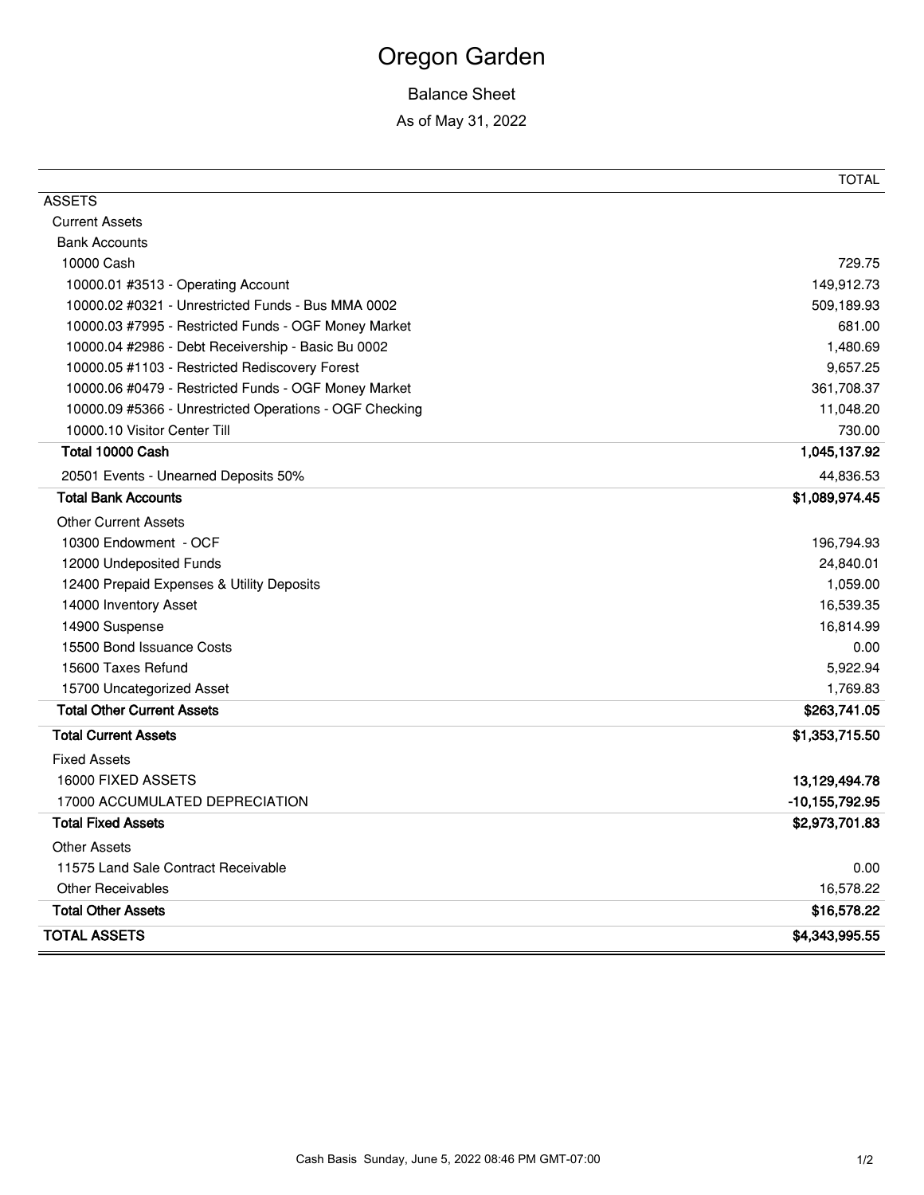# Oregon Garden

Balance Sheet

As of May 31, 2022

| | TOTAL |
|---|---|
| ASSETS | |
| Current Assets | |
| Bank Accounts | |
| 10000 Cash | 729.75 |
| 10000.01 #3513 - Operating Account | 149,912.73 |
| 10000.02 #0321 - Unrestricted Funds - Bus MMA 0002 | 509,189.93 |
| 10000.03 #7995 - Restricted Funds - OGF Money Market | 681.00 |
| 10000.04 #2986 - Debt Receivership - Basic Bu 0002 | 1,480.69 |
| 10000.05 #1103 - Restricted Rediscovery Forest | 9,657.25 |
| 10000.06 #0479 - Restricted Funds - OGF Money Market | 361,708.37 |
| 10000.09 #5366 - Unrestricted Operations - OGF Checking | 11,048.20 |
| 10000.10 Visitor Center Till | 730.00 |
| **Total 10000 Cash** | **1,045,137.92** |
| 20501 Events - Unearned Deposits 50% | 44,836.53 |
| **Total Bank Accounts** | **$1,089,974.45** |
| Other Current Assets | |
| 10300 Endowment - OCF | 196,794.93 |
| 12000 Undeposited Funds | 24,840.01 |
| 12400 Prepaid Expenses & Utility Deposits | 1,059.00 |
| 14000 Inventory Asset | 16,539.35 |
| 14900 Suspense | 16,814.99 |
| 15500 Bond Issuance Costs | 0.00 |
| 15600 Taxes Refund | 5,922.94 |
| 15700 Uncategorized Asset | 1,769.83 |
| **Total Other Current Assets** | **$263,741.05** |
| **Total Current Assets** | **$1,353,715.50** |
| Fixed Assets | |
| 16000 FIXED ASSETS | **13,129,494.78** |
| 17000 ACCUMULATED DEPRECIATION | **-10,155,792.95** |
| **Total Fixed Assets** | **$2,973,701.83** |
| Other Assets | |
| 11575 Land Sale Contract Receivable | 0.00 |
| Other Receivables | 16,578.22 |
| **Total Other Assets** | **$16,578.22** |
| **TOTAL ASSETS** | **$4,343,995.55** |

Cash Basis Sunday, June 5, 2022 08:46 PM GMT-07:00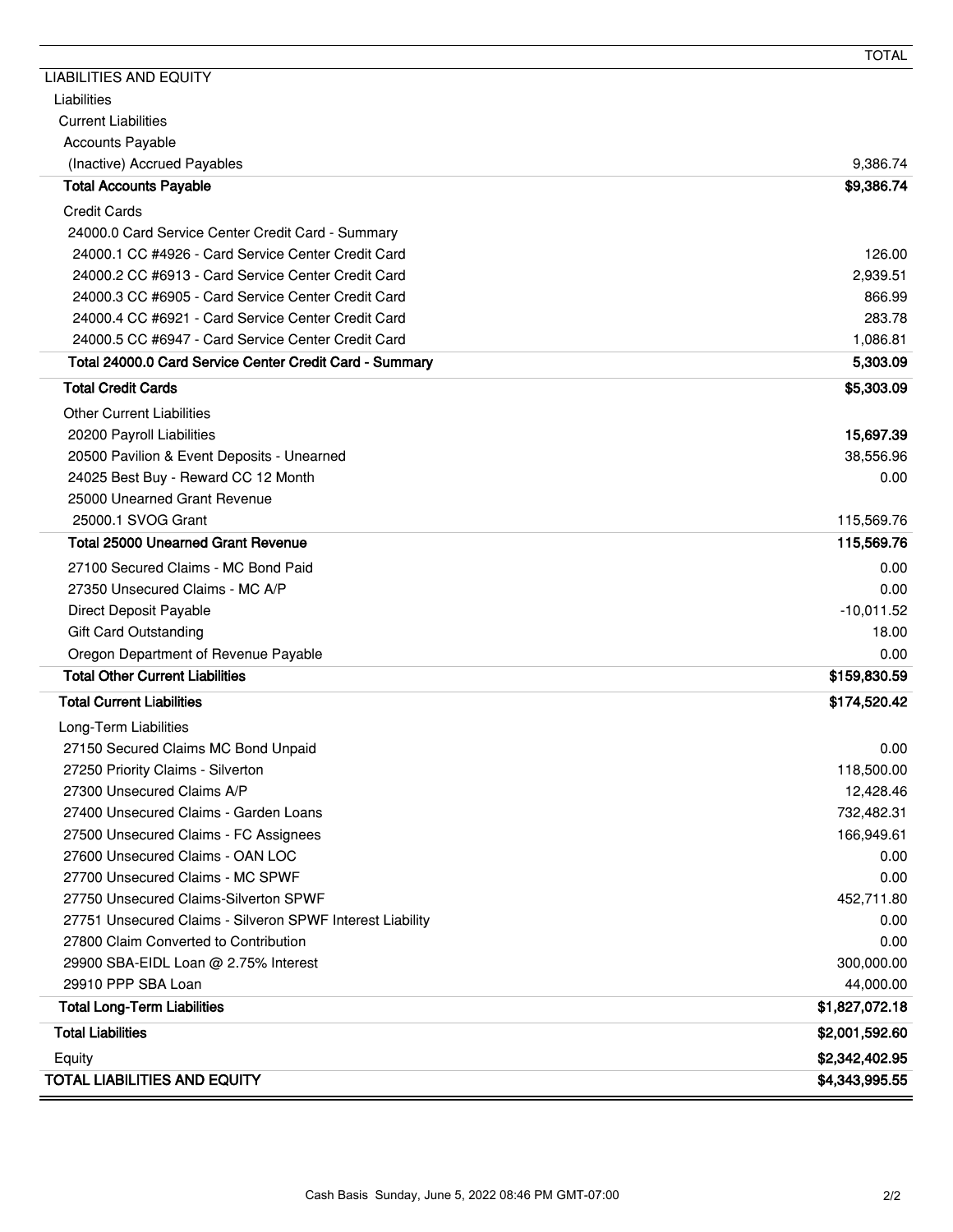| | TOTAL |
|---|---|
| LIABILITIES AND EQUITY | |
| Liabilities | |
| Current Liabilities | |
| Accounts Payable | |
| (Inactive) Accrued Payables | 9,386.74 |
| **Total Accounts Payable** | **$9,386.74** |
| Credit Cards | |
| 24000.0 Card Service Center Credit Card - Summary | |
| 24000.1 CC #4926 - Card Service Center Credit Card | 126.00 |
| 24000.2 CC #6913 - Card Service Center Credit Card | 2,939.51 |
| 24000.3 CC #6905 - Card Service Center Credit Card | 866.99 |
| 24000.4 CC #6921 - Card Service Center Credit Card | 283.78 |
| 24000.5 CC #6947 - Card Service Center Credit Card | 1,086.81 |
| **Total 24000.0 Card Service Center Credit Card - Summary** | **5,303.09** |
| **Total Credit Cards** | **$5,303.09** |
| Other Current Liabilities | |
| 20200 Payroll Liabilities | **15,697.39** |
| 20500 Pavilion & Event Deposits - Unearned | 38,556.96 |
| 24025 Best Buy - Reward CC 12 Month | 0.00 |
| 25000 Unearned Grant Revenue | |
| 25000.1 SVOG Grant | 115,569.76 |
| **Total 25000 Unearned Grant Revenue** | **115,569.76** |
| 27100 Secured Claims - MC Bond Paid | 0.00 |
| 27350 Unsecured Claims - MC A/P | 0.00 |
| Direct Deposit Payable | -10,011.52 |
| Gift Card Outstanding | 18.00 |
| Oregon Department of Revenue Payable | 0.00 |
| **Total Other Current Liabilities** | **$159,830.59** |
| **Total Current Liabilities** | **$174,520.42** |
| Long-Term Liabilities | |
| 27150 Secured Claims MC Bond Unpaid | 0.00 |
| 27250 Priority Claims - Silverton | 118,500.00 |
| 27300 Unsecured Claims A/P | 12,428.46 |
| 27400 Unsecured Claims - Garden Loans | 732,482.31 |
| 27500 Unsecured Claims - FC Assignees | 166,949.61 |
| 27600 Unsecured Claims - OAN LOC | 0.00 |
| 27700 Unsecured Claims - MC SPWF | 0.00 |
| 27750 Unsecured Claims-Silverton SPWF | 452,711.80 |
| 27751 Unsecured Claims - Silveron SPWF Interest Liability | 0.00 |
| 27800 Claim Converted to Contribution | 0.00 |
| 29900 SBA-EIDL Loan @ 2.75% Interest | 300,000.00 |
| 29910 PPP SBA Loan | 44,000.00 |
| **Total Long-Term Liabilities** | **$1,827,072.18** |
| **Total Liabilities** | **$2,001,592.60** |
| Equity | **$2,342,402.95** |
| **TOTAL LIABILITIES AND EQUITY** | **$4,343,995.55** |

Cash Basis Sunday, June 5, 2022 08:46 PM GMT-07:00